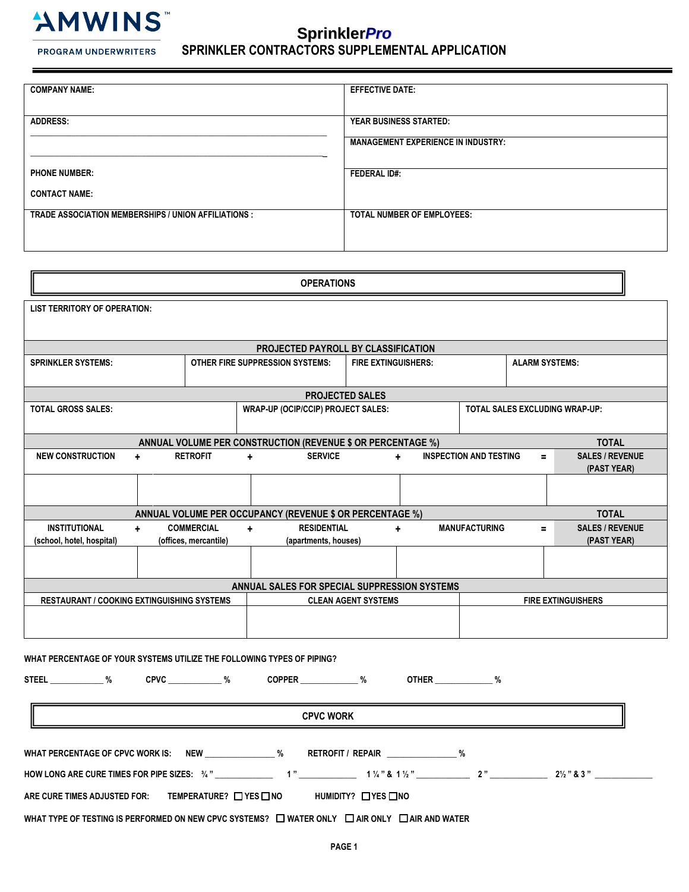AMWINS™
PROGRAM UNDERWRITERS

# SprinklerPro
## SPRINKLER CONTRACTORS SUPPLEMENTAL APPLICATION

| | |
|---|---|
| COMPANY NAME: | EFFECTIVE DATE: |
| ADDRESS: ______________________ ______________________ | YEAR BUSINESS STARTED: |
| | MANAGEMENT EXPERIENCE IN INDUSTRY: |
| PHONE NUMBER: CONTACT NAME: | FEDERAL ID#: |
| TRADE ASSOCIATION MEMBERSHIPS / UNION AFFILIATIONS : | TOTAL NUMBER OF EMPLOYEES: |

## OPERATIONS

LIST TERRITORY OF OPERATION:

**PROJECTED PAYROLL BY CLASSIFICATION**

| SPRINKLER SYSTEMS: | OTHER FIRE SUPPRESSION SYSTEMS: | FIRE EXTINGUISHERS: | ALARM SYSTEMS: |
|---|---|---|---|
| | | | |

**PROJECTED SALES**

| TOTAL GROSS SALES: | WRAP-UP (OCIP/CCIP) PROJECT SALES: | TOTAL SALES EXCLUDING WRAP-UP: |
|---|---|---|
| | | |

**ANNUAL VOLUME PER CONSTRUCTION (REVENUE $ OR PERCENTAGE %)**

| NEW CONSTRUCTION + | RETROFIT + | SERVICE + | INSPECTION AND TESTING = | TOTAL SALES / REVENUE (PAST YEAR) |
|---|---|---|---|---|
| | | | | |

**ANNUAL VOLUME PER OCCUPANCY (REVENUE $ OR PERCENTAGE %)**

| INSTITUTIONAL (school, hotel, hospital) + | COMMERCIAL (offices, mercantile) + | RESIDENTIAL (apartments, houses) + | MANUFACTURING = | TOTAL SALES / REVENUE (PAST YEAR) |
|---|---|---|---|---|
| | | | | |

**ANNUAL SALES FOR SPECIAL SUPPRESSION SYSTEMS**

| RESTAURANT / COOKING EXTINGUISHING SYSTEMS | CLEAN AGENT SYSTEMS | FIRE EXTINGUISHERS |
|---|---|---|
| | | |

WHAT PERCENTAGE OF YOUR SYSTEMS UTILIZE THE FOLLOWING TYPES OF PIPING?

STEEL ____________ % CPVC ____________ % COPPER _____________ % OTHER _____________ %

## CPVC WORK

WHAT PERCENTAGE OF CPVC WORK IS: NEW _______________ % RETROFIT / REPAIR _______________ %

HOW LONG ARE CURE TIMES FOR PIPE SIZES: ¾ " _____________ 1 " _____________ 1 ¼ " & 1 ½ " ____________ 2 " _____________ 2½ " & 3 " _____________

ARE CURE TIMES ADJUSTED FOR: TEMPERATURE? ☐ YES ☐ NO HUMIDITY? ☐ YES ☐ NO

WHAT TYPE OF TESTING IS PERFORMED ON NEW CPVC SYSTEMS? ☐ WATER ONLY ☐ AIR ONLY ☐ AIR AND WATER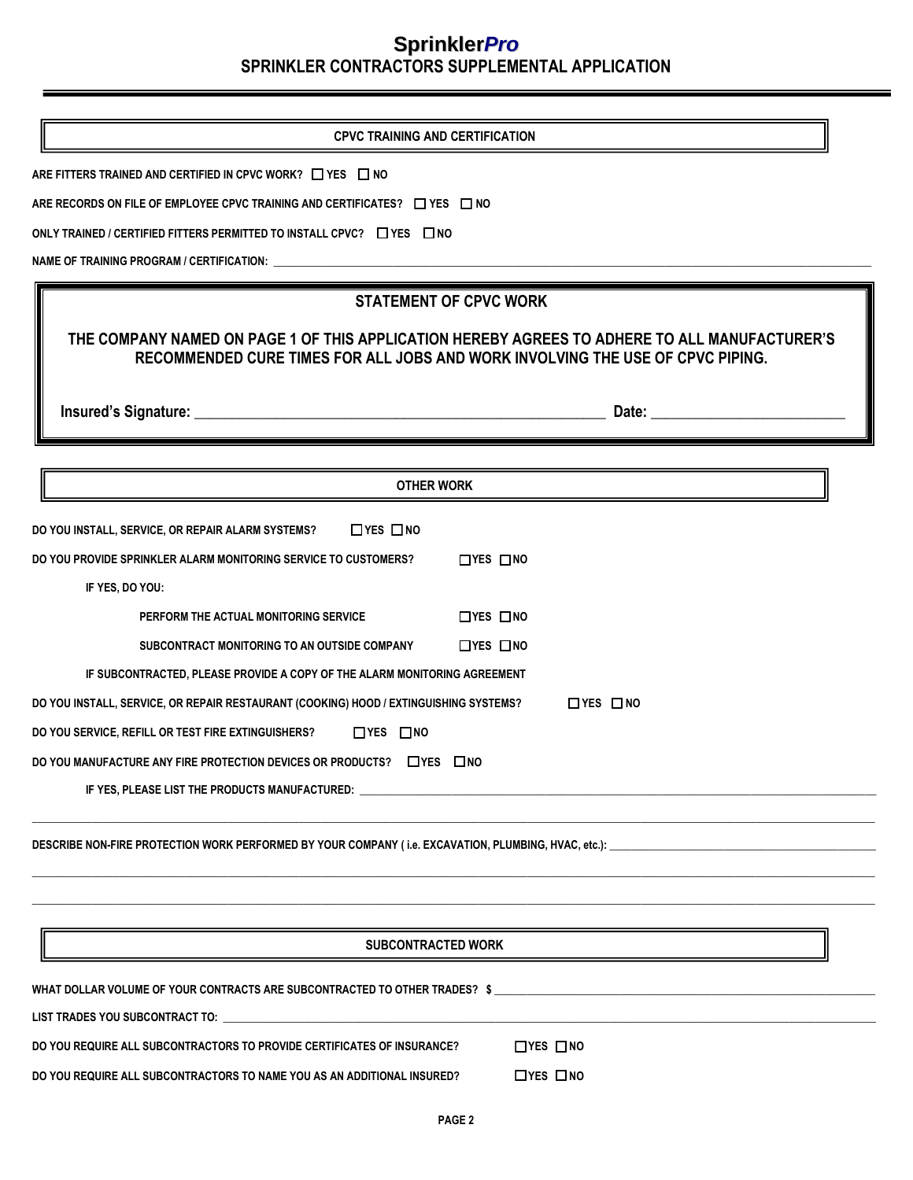# SprinklerPro

## SPRINKLER CONTRACTORS SUPPLEMENTAL APPLICATION

### CPVC TRAINING AND CERTIFICATION

ARE FITTERS TRAINED AND CERTIFIED IN CPVC WORK? ☐ YES ☐ NO

ARE RECORDS ON FILE OF EMPLOYEE CPVC TRAINING AND CERTIFICATES? ☐ YES ☐ NO

ONLY TRAINED / CERTIFIED FITTERS PERMITTED TO INSTALL CPVC? ☐ YES ☐ NO

NAME OF TRAINING PROGRAM / CERTIFICATION: ______________________________

### STATEMENT OF CPVC WORK

**THE COMPANY NAMED ON PAGE 1 OF THIS APPLICATION HEREBY AGREES TO ADHERE TO ALL MANUFACTURER'S RECOMMENDED CURE TIMES FOR ALL JOBS AND WORK INVOLVING THE USE OF CPVC PIPING.**

**Insured's Signature:** ______________________________ **Date:** ______________

### OTHER WORK

DO YOU INSTALL, SERVICE, OR REPAIR ALARM SYSTEMS? ☐ YES ☐ NO

DO YOU PROVIDE SPRINKLER ALARM MONITORING SERVICE TO CUSTOMERS? ☐ YES ☐ NO

IF YES, DO YOU:

- PERFORM THE ACTUAL MONITORING SERVICE ☐ YES ☐ NO
- SUBCONTRACT MONITORING TO AN OUTSIDE COMPANY ☐ YES ☐ NO

IF SUBCONTRACTED, PLEASE PROVIDE A COPY OF THE ALARM MONITORING AGREEMENT

DO YOU INSTALL, SERVICE, OR REPAIR RESTAURANT (COOKING) HOOD / EXTINGUISHING SYSTEMS? ☐ YES ☐ NO

DO YOU SERVICE, REFILL OR TEST FIRE EXTINGUISHERS? ☐ YES ☐ NO

DO YOU MANUFACTURE ANY FIRE PROTECTION DEVICES OR PRODUCTS? ☐ YES ☐ NO

IF YES, PLEASE LIST THE PRODUCTS MANUFACTURED: ______________________________

______________________________

DESCRIBE NON-FIRE PROTECTION WORK PERFORMED BY YOUR COMPANY ( i.e. EXCAVATION, PLUMBING, HVAC, etc.): ______________________________

______________________________

______________________________

### SUBCONTRACTED WORK

WHAT DOLLAR VOLUME OF YOUR CONTRACTS ARE SUBCONTRACTED TO OTHER TRADES? $ ______________________________

LIST TRADES YOU SUBCONTRACT TO: ______________________________

DO YOU REQUIRE ALL SUBCONTRACTORS TO PROVIDE CERTIFICATES OF INSURANCE? ☐ YES ☐ NO

DO YOU REQUIRE ALL SUBCONTRACTORS TO NAME YOU AS AN ADDITIONAL INSURED? ☐ YES ☐ NO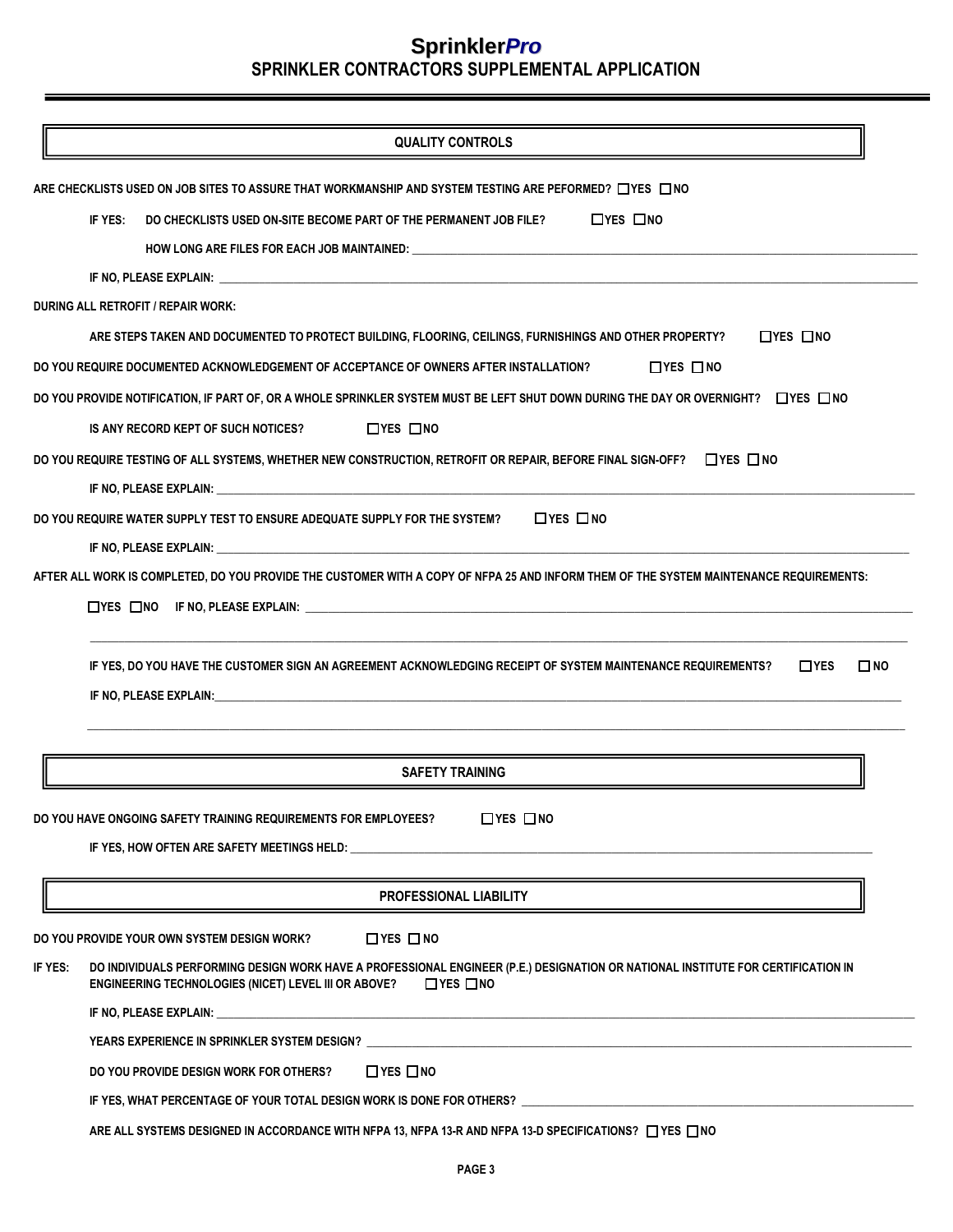# SprinklerPro
## SPRINKLER CONTRACTORS SUPPLEMENTAL APPLICATION

### QUALITY CONTROLS

ARE CHECKLISTS USED ON JOB SITES TO ASSURE THAT WORKMANSHIP AND SYSTEM TESTING ARE PEFORMED? ☐ YES ☐ NO

IF YES: DO CHECKLISTS USED ON-SITE BECOME PART OF THE PERMANENT JOB FILE? ☐ YES ☐ NO

HOW LONG ARE FILES FOR EACH JOB MAINTAINED: ____________________

IF NO, PLEASE EXPLAIN: ____________________

DURING ALL RETROFIT / REPAIR WORK:

ARE STEPS TAKEN AND DOCUMENTED TO PROTECT BUILDING, FLOORING, CEILINGS, FURNISHINGS AND OTHER PROPERTY? ☐ YES ☐ NO

DO YOU REQUIRE DOCUMENTED ACKNOWLEDGEMENT OF ACCEPTANCE OF OWNERS AFTER INSTALLATION? ☐ YES ☐ NO

DO YOU PROVIDE NOTIFICATION, IF PART OF, OR A WHOLE SPRINKLER SYSTEM MUST BE LEFT SHUT DOWN DURING THE DAY OR OVERNIGHT? ☐ YES ☐ NO

IS ANY RECORD KEPT OF SUCH NOTICES? ☐ YES ☐ NO

DO YOU REQUIRE TESTING OF ALL SYSTEMS, WHETHER NEW CONSTRUCTION, RETROFIT OR REPAIR, BEFORE FINAL SIGN-OFF? ☐ YES ☐ NO

IF NO, PLEASE EXPLAIN: ____________________

DO YOU REQUIRE WATER SUPPLY TEST TO ENSURE ADEQUATE SUPPLY FOR THE SYSTEM? ☐ YES ☐ NO

IF NO, PLEASE EXPLAIN: ____________________

AFTER ALL WORK IS COMPLETED, DO YOU PROVIDE THE CUSTOMER WITH A COPY OF NFPA 25 AND INFORM THEM OF THE SYSTEM MAINTENANCE REQUIREMENTS:

☐ YES ☐ NO IF NO, PLEASE EXPLAIN: ____________________

____________________

IF YES, DO YOU HAVE THE CUSTOMER SIGN AN AGREEMENT ACKNOWLEDGING RECEIPT OF SYSTEM MAINTENANCE REQUIREMENTS? ☐ YES ☐ NO

IF NO, PLEASE EXPLAIN: ____________________

____________________

### SAFETY TRAINING

DO YOU HAVE ONGOING SAFETY TRAINING REQUIREMENTS FOR EMPLOYEES? ☐ YES ☐ NO

IF YES, HOW OFTEN ARE SAFETY MEETINGS HELD: ____________________

### PROFESSIONAL LIABILITY

DO YOU PROVIDE YOUR OWN SYSTEM DESIGN WORK? ☐ YES ☐ NO

IF YES: DO INDIVIDUALS PERFORMING DESIGN WORK HAVE A PROFESSIONAL ENGINEER (P.E.) DESIGNATION OR NATIONAL INSTITUTE FOR CERTIFICATION IN ENGINEERING TECHNOLOGIES (NICET) LEVEL III OR ABOVE? ☐ YES ☐ NO

IF NO, PLEASE EXPLAIN: ____________________

YEARS EXPERIENCE IN SPRINKLER SYSTEM DESIGN? ____________________

DO YOU PROVIDE DESIGN WORK FOR OTHERS? ☐ YES ☐ NO

IF YES, WHAT PERCENTAGE OF YOUR TOTAL DESIGN WORK IS DONE FOR OTHERS? ____________________

ARE ALL SYSTEMS DESIGNED IN ACCORDANCE WITH NFPA 13, NFPA 13-R AND NFPA 13-D SPECIFICATIONS? ☐ YES ☐ NO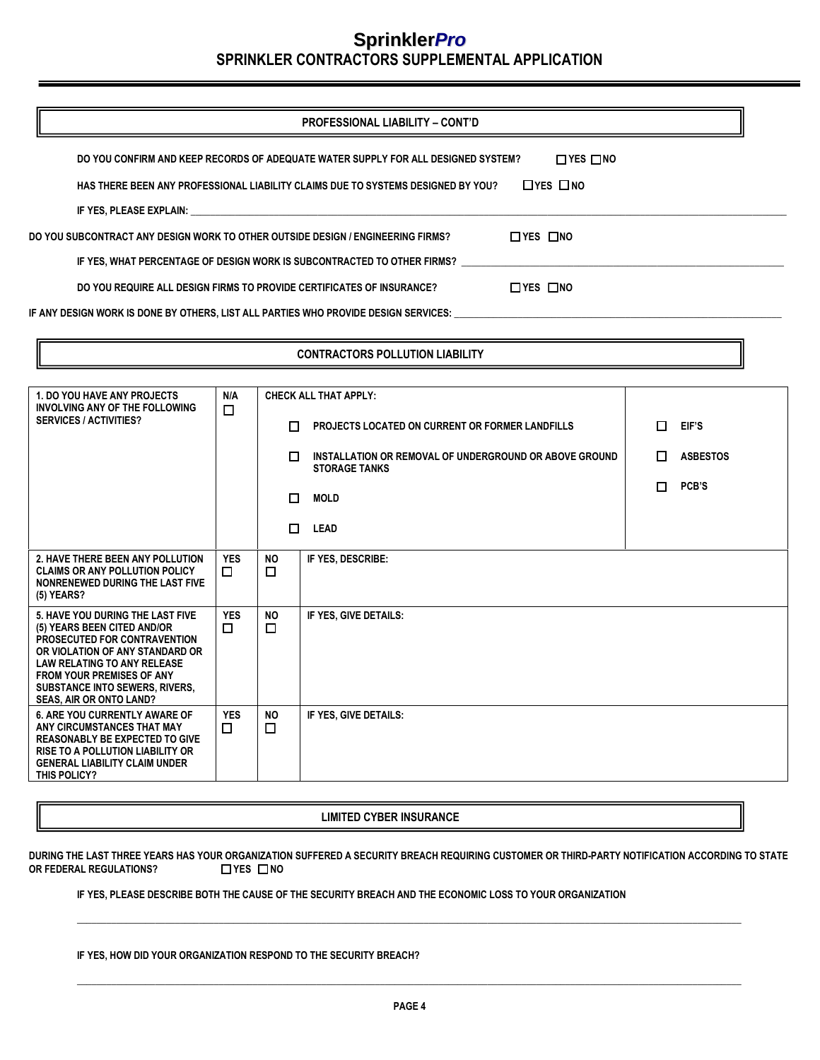# Sprinkler*Pro*
## SPRINKLER CONTRACTORS SUPPLEMENTAL APPLICATION

### PROFESSIONAL LIABILITY – CONT'D

DO YOU CONFIRM AND KEEP RECORDS OF ADEQUATE WATER SUPPLY FOR ALL DESIGNED SYSTEM? ☐ YES ☐ NO

HAS THERE BEEN ANY PROFESSIONAL LIABILITY CLAIMS DUE TO SYSTEMS DESIGNED BY YOU? ☐ YES ☐ NO

IF YES, PLEASE EXPLAIN: ____________________

DO YOU SUBCONTRACT ANY DESIGN WORK TO OTHER OUTSIDE DESIGN / ENGINEERING FIRMS? ☐ YES ☐ NO

IF YES, WHAT PERCENTAGE OF DESIGN WORK IS SUBCONTRACTED TO OTHER FIRMS? ____________________

DO YOU REQUIRE ALL DESIGN FIRMS TO PROVIDE CERTIFICATES OF INSURANCE? ☐ YES ☐ NO

IF ANY DESIGN WORK IS DONE BY OTHERS, LIST ALL PARTIES WHO PROVIDE DESIGN SERVICES: ____________________

### CONTRACTORS POLLUTION LIABILITY

| | | | | |
|---|---|---|---|---|
| 1. DO YOU HAVE ANY PROJECTS INVOLVING ANY OF THE FOLLOWING SERVICES / ACTIVITIES? | N/A ☐ | CHECK ALL THAT APPLY:<br>☐ PROJECTS LOCATED ON CURRENT OR FORMER LANDFILLS<br>☐ INSTALLATION OR REMOVAL OF UNDERGROUND OR ABOVE GROUND STORAGE TANKS<br>☐ MOLD<br>☐ LEAD | | ☐ EIF'S<br>☐ ASBESTOS<br>☐ PCB'S |
| 2. HAVE THERE BEEN ANY POLLUTION CLAIMS OR ANY POLLUTION POLICY NONRENEWED DURING THE LAST FIVE (5) YEARS? | YES ☐ | NO ☐ | IF YES, DESCRIBE: | |
| 5. HAVE YOU DURING THE LAST FIVE (5) YEARS BEEN CITED AND/OR PROSECUTED FOR CONTRAVENTION OR VIOLATION OF ANY STANDARD OR LAW RELATING TO ANY RELEASE FROM YOUR PREMISES OF ANY SUBSTANCE INTO SEWERS, RIVERS, SEAS, AIR OR ONTO LAND? | YES ☐ | NO ☐ | IF YES, GIVE DETAILS: | |
| 6. ARE YOU CURRENTLY AWARE OF ANY CIRCUMSTANCES THAT MAY REASONABLY BE EXPECTED TO GIVE RISE TO A POLLUTION LIABILITY OR GENERAL LIABILITY CLAIM UNDER THIS POLICY? | YES ☐ | NO ☐ | IF YES, GIVE DETAILS: | |

### LIMITED CYBER INSURANCE

DURING THE LAST THREE YEARS HAS YOUR ORGANIZATION SUFFERED A SECURITY BREACH REQUIRING CUSTOMER OR THIRD-PARTY NOTIFICATION ACCORDING TO STATE OR FEDERAL REGULATIONS? ☐ YES ☐ NO

IF YES, PLEASE DESCRIBE BOTH THE CAUSE OF THE SECURITY BREACH AND THE ECONOMIC LOSS TO YOUR ORGANIZATION

____________________

IF YES, HOW DID YOUR ORGANIZATION RESPOND TO THE SECURITY BREACH?

____________________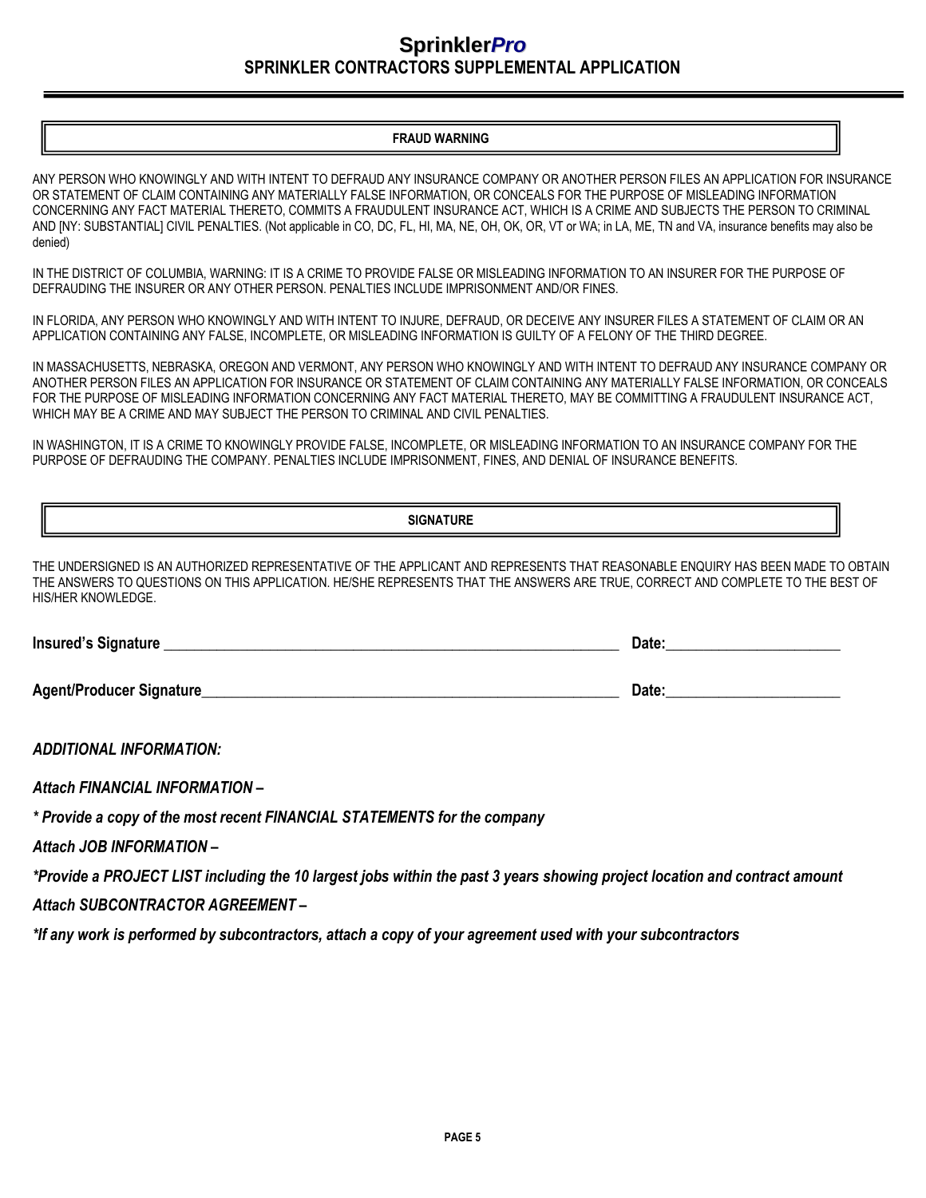# SprinklerPro

## SPRINKLER CONTRACTORS SUPPLEMENTAL APPLICATION

### FRAUD WARNING

ANY PERSON WHO KNOWINGLY AND WITH INTENT TO DEFRAUD ANY INSURANCE COMPANY OR ANOTHER PERSON FILES AN APPLICATION FOR INSURANCE OR STATEMENT OF CLAIM CONTAINING ANY MATERIALLY FALSE INFORMATION, OR CONCEALS FOR THE PURPOSE OF MISLEADING INFORMATION CONCERNING ANY FACT MATERIAL THERETO, COMMITS A FRAUDULENT INSURANCE ACT, WHICH IS A CRIME AND SUBJECTS THE PERSON TO CRIMINAL AND [NY: SUBSTANTIAL] CIVIL PENALTIES. (Not applicable in CO, DC, FL, HI, MA, NE, OH, OK, OR, VT or WA; in LA, ME, TN and VA, insurance benefits may also be denied)

IN THE DISTRICT OF COLUMBIA, WARNING: IT IS A CRIME TO PROVIDE FALSE OR MISLEADING INFORMATION TO AN INSURER FOR THE PURPOSE OF DEFRAUDING THE INSURER OR ANY OTHER PERSON. PENALTIES INCLUDE IMPRISONMENT AND/OR FINES.

IN FLORIDA, ANY PERSON WHO KNOWINGLY AND WITH INTENT TO INJURE, DEFRAUD, OR DECEIVE ANY INSURER FILES A STATEMENT OF CLAIM OR AN APPLICATION CONTAINING ANY FALSE, INCOMPLETE, OR MISLEADING INFORMATION IS GUILTY OF A FELONY OF THE THIRD DEGREE.

IN MASSACHUSETTS, NEBRASKA, OREGON AND VERMONT, ANY PERSON WHO KNOWINGLY AND WITH INTENT TO DEFRAUD ANY INSURANCE COMPANY OR ANOTHER PERSON FILES AN APPLICATION FOR INSURANCE OR STATEMENT OF CLAIM CONTAINING ANY MATERIALLY FALSE INFORMATION, OR CONCEALS FOR THE PURPOSE OF MISLEADING INFORMATION CONCERNING ANY FACT MATERIAL THERETO, MAY BE COMMITTING A FRAUDULENT INSURANCE ACT, WHICH MAY BE A CRIME AND MAY SUBJECT THE PERSON TO CRIMINAL AND CIVIL PENALTIES.

IN WASHINGTON, IT IS A CRIME TO KNOWINGLY PROVIDE FALSE, INCOMPLETE, OR MISLEADING INFORMATION TO AN INSURANCE COMPANY FOR THE PURPOSE OF DEFRAUDING THE COMPANY. PENALTIES INCLUDE IMPRISONMENT, FINES, AND DENIAL OF INSURANCE BENEFITS.

### SIGNATURE

THE UNDERSIGNED IS AN AUTHORIZED REPRESENTATIVE OF THE APPLICANT AND REPRESENTS THAT REASONABLE ENQUIRY HAS BEEN MADE TO OBTAIN THE ANSWERS TO QUESTIONS ON THIS APPLICATION. HE/SHE REPRESENTS THAT THE ANSWERS ARE TRUE, CORRECT AND COMPLETE TO THE BEST OF HIS/HER KNOWLEDGE.

**Insured's Signature** ______________________________ **Date:** ______________

**Agent/Producer Signature** ______________________________ **Date:** ______________

***ADDITIONAL INFORMATION:***

***Attach FINANCIAL INFORMATION –***

***\* Provide a copy of the most recent FINANCIAL STATEMENTS for the company***

***Attach JOB INFORMATION –***

***\*Provide a PROJECT LIST including the 10 largest jobs within the past 3 years showing project location and contract amount***

***Attach SUBCONTRACTOR AGREEMENT –***

***\*If any work is performed by subcontractors, attach a copy of your agreement used with your subcontractors***